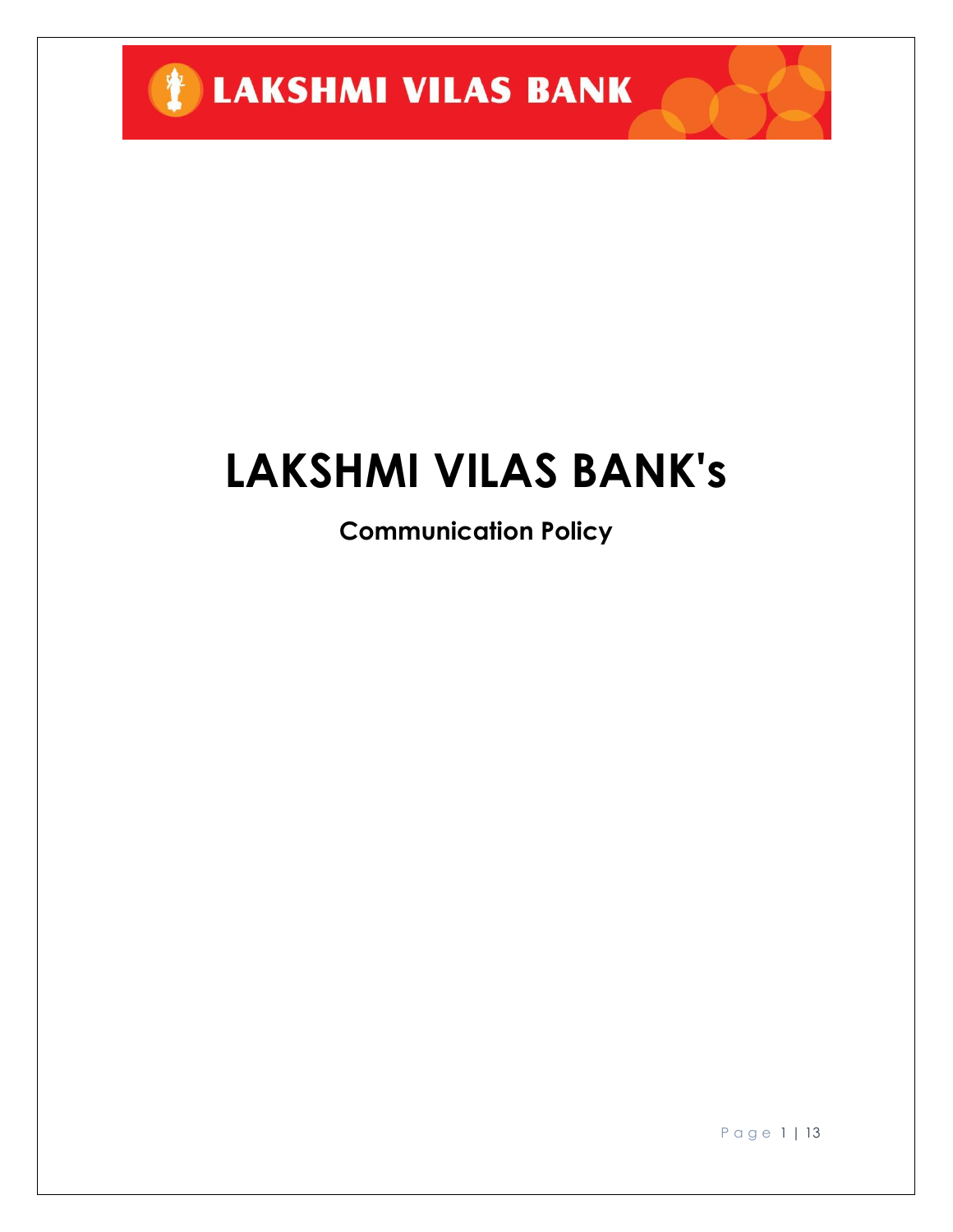# LAKSHMI VILAS BANK's

## Communication Policy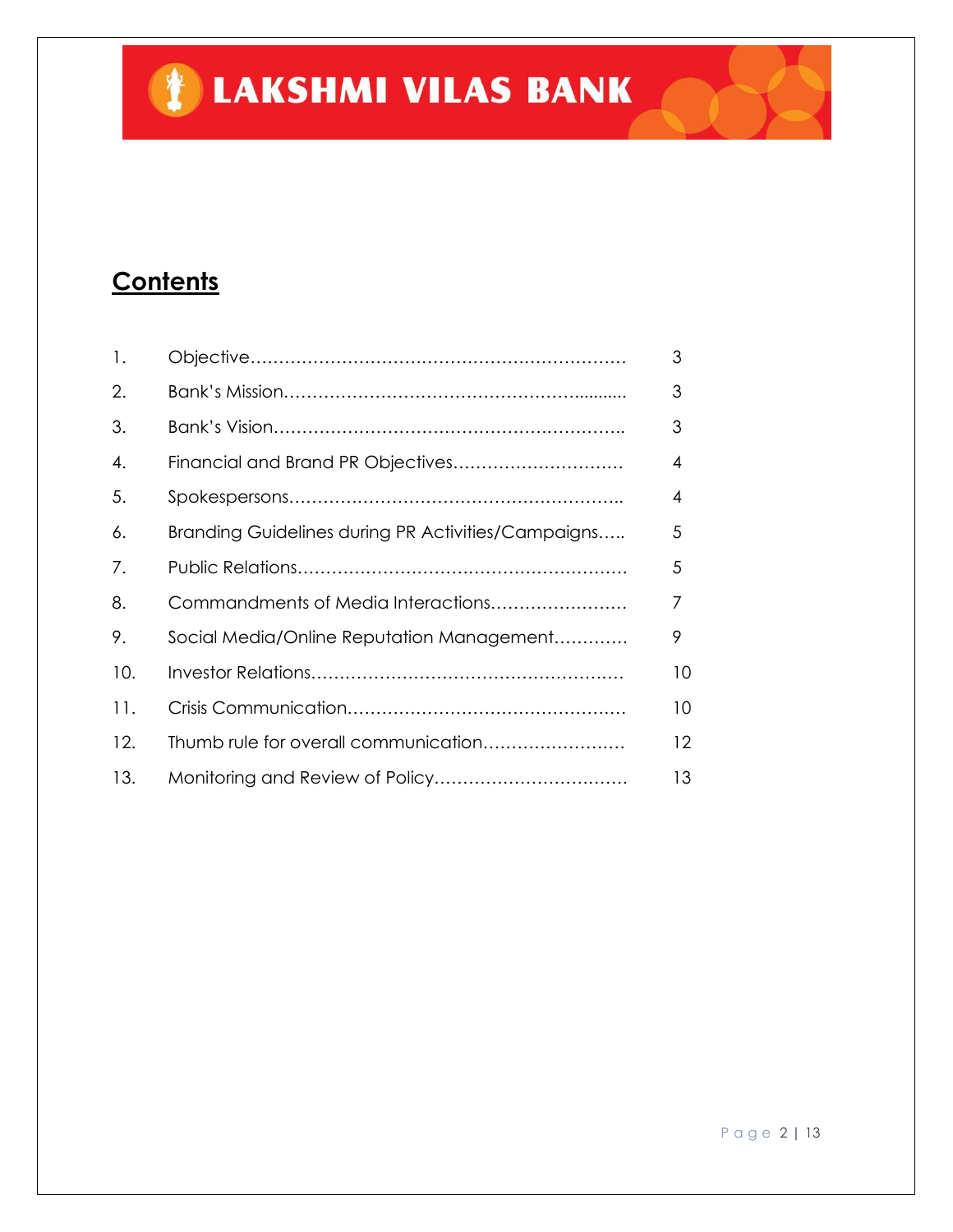LAKSHMI VILAS BANK

## Contents

| | | |
|---|---|---|
| 1. | Objective…………………………………………………………… | 3 |
| 2. | Bank's Mission……………………………………………........... | 3 |
| 3. | Bank's Vision……………………………………………………….. | 3 |
| 4. | Financial and Brand PR Objectives…………………………. | 4 |
| 5. | Spokespersons………………………………………………….. | 4 |
| 6. | Branding Guidelines during PR Activities/Campaigns….. | 5 |
| 7. | Public Relations…………………………………………………. | 5 |
| 8. | Commandments of Media Interactions…………………… | 7 |
| 9. | Social Media/Online Reputation Management…………. | 9 |
| 10. | Investor Relations………………………………………………. | 10 |
| 11. | Crisis Communication…………………………………………. | 10 |
| 12. | Thumb rule for overall communication……………………. | 12 |
| 13. | Monitoring and Review of Policy……………………………. | 13 |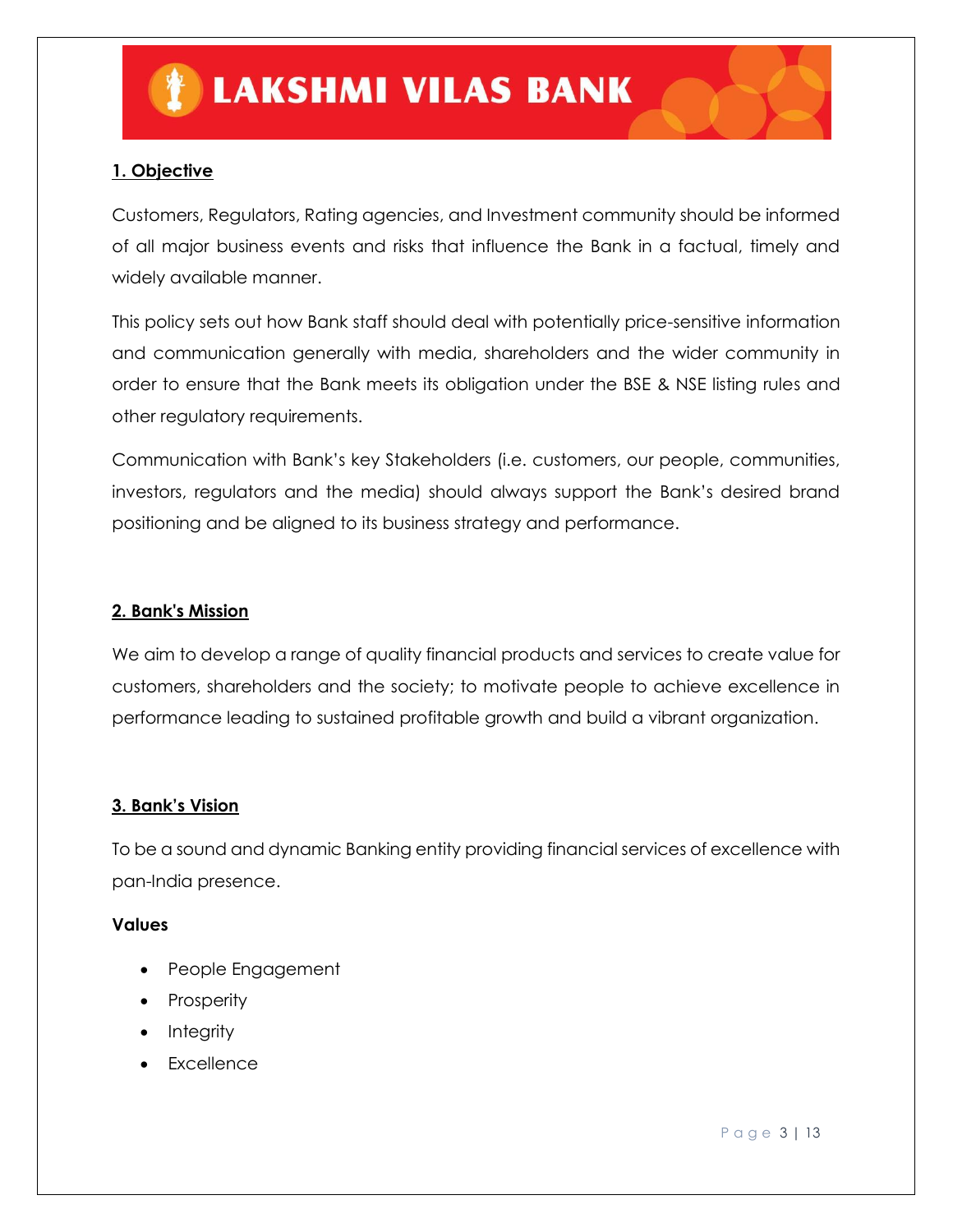## 1. Objective

Customers, Regulators, Rating agencies, and Investment community should be informed of all major business events and risks that influence the Bank in a factual, timely and widely available manner.

This policy sets out how Bank staff should deal with potentially price-sensitive information and communication generally with media, shareholders and the wider community in order to ensure that the Bank meets its obligation under the BSE & NSE listing rules and other regulatory requirements.

Communication with Bank's key Stakeholders (i.e. customers, our people, communities, investors, regulators and the media) should always support the Bank's desired brand positioning and be aligned to its business strategy and performance.

## 2. Bank's Mission

We aim to develop a range of quality financial products and services to create value for customers, shareholders and the society; to motivate people to achieve excellence in performance leading to sustained profitable growth and build a vibrant organization.

## 3. Bank's Vision

To be a sound and dynamic Banking entity providing financial services of excellence with pan-India presence.

**Values**

- People Engagement
- Prosperity
- Integrity
- Excellence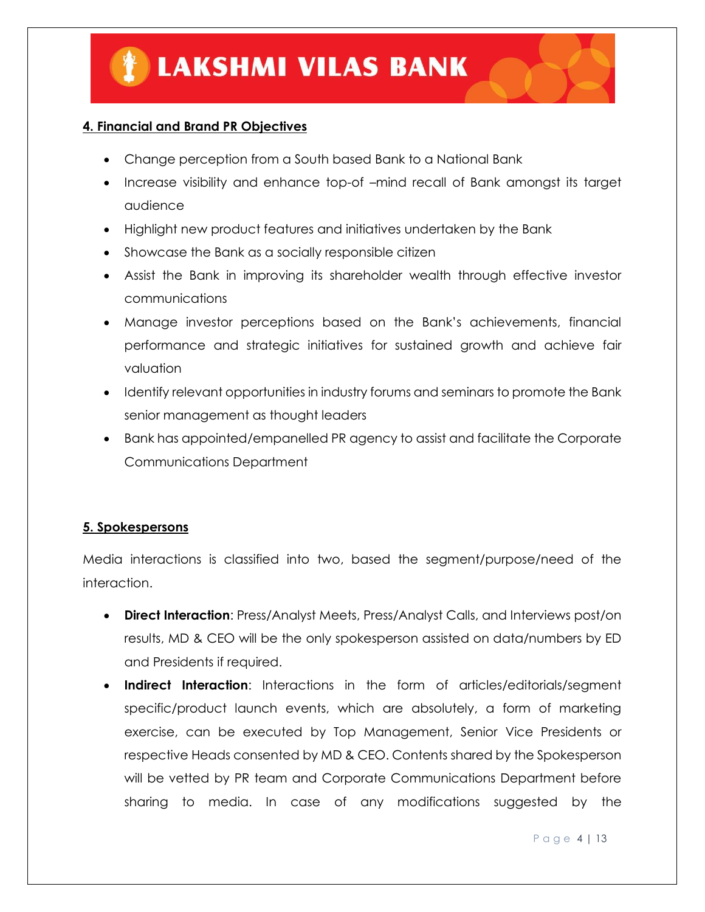## 4. Financial and Brand PR Objectives

- Change perception from a South based Bank to a National Bank
- Increase visibility and enhance top-of –mind recall of Bank amongst its target audience
- Highlight new product features and initiatives undertaken by the Bank
- Showcase the Bank as a socially responsible citizen
- Assist the Bank in improving its shareholder wealth through effective investor communications
- Manage investor perceptions based on the Bank's achievements, financial performance and strategic initiatives for sustained growth and achieve fair valuation
- Identify relevant opportunities in industry forums and seminars to promote the Bank senior management as thought leaders
- Bank has appointed/empanelled PR agency to assist and facilitate the Corporate Communications Department

## 5. Spokespersons

Media interactions is classified into two, based the segment/purpose/need of the interaction.

- **Direct Interaction**: Press/Analyst Meets, Press/Analyst Calls, and Interviews post/on results, MD & CEO will be the only spokesperson assisted on data/numbers by ED and Presidents if required.
- **Indirect Interaction**: Interactions in the form of articles/editorials/segment specific/product launch events, which are absolutely, a form of marketing exercise, can be executed by Top Management, Senior Vice Presidents or respective Heads consented by MD & CEO. Contents shared by the Spokesperson will be vetted by PR team and Corporate Communications Department before sharing to media. In case of any modifications suggested by the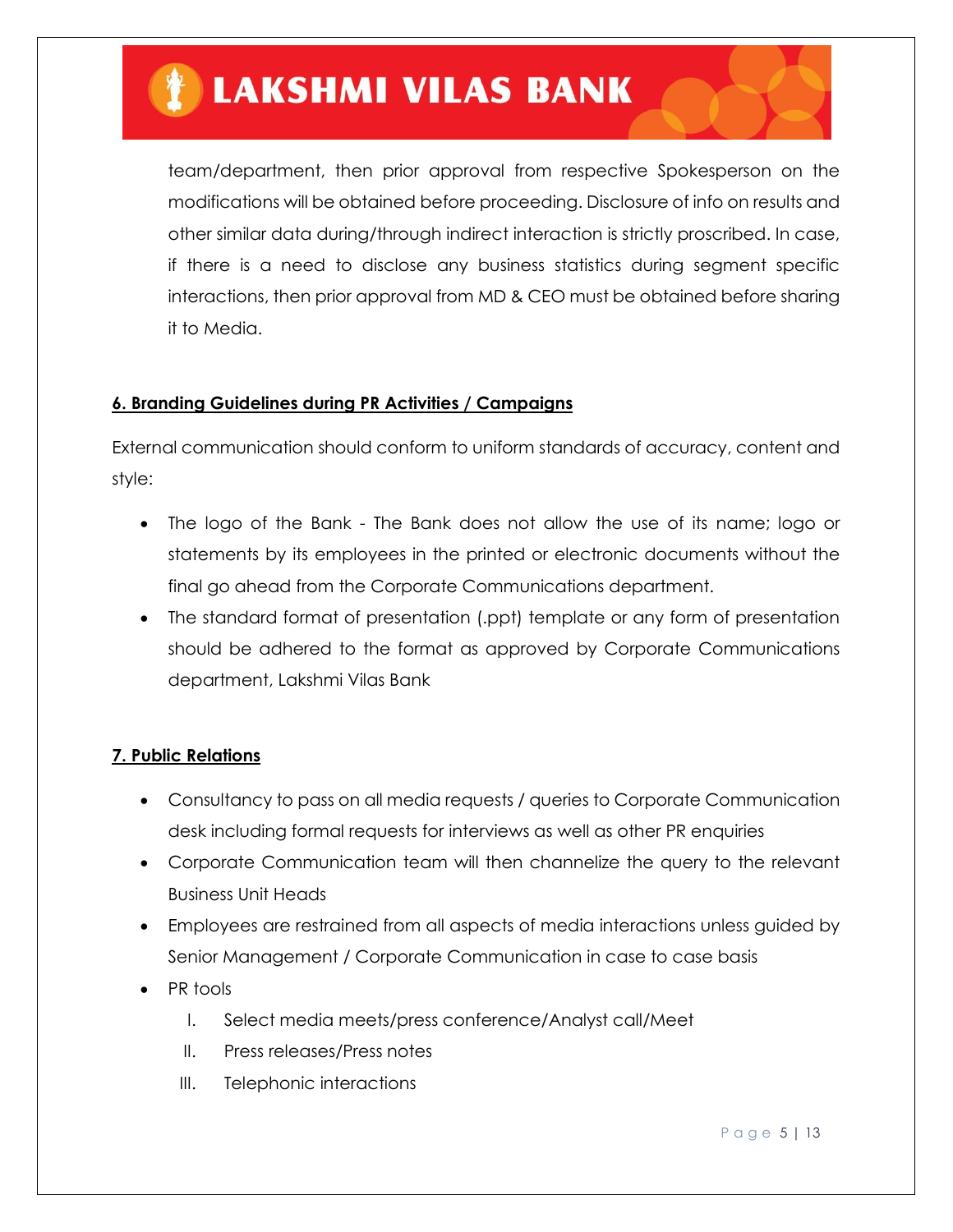team/department, then prior approval from respective Spokesperson on the modifications will be obtained before proceeding. Disclosure of info on results and other similar data during/through indirect interaction is strictly proscribed. In case, if there is a need to disclose any business statistics during segment specific interactions, then prior approval from MD & CEO must be obtained before sharing it to Media.

## 6. Branding Guidelines during PR Activities / Campaigns

External communication should conform to uniform standards of accuracy, content and style:

- The logo of the Bank - The Bank does not allow the use of its name; logo or statements by its employees in the printed or electronic documents without the final go ahead from the Corporate Communications department.
- The standard format of presentation (.ppt) template or any form of presentation should be adhered to the format as approved by Corporate Communications department, Lakshmi Vilas Bank

## 7. Public Relations

- Consultancy to pass on all media requests / queries to Corporate Communication desk including formal requests for interviews as well as other PR enquiries
- Corporate Communication team will then channelize the query to the relevant Business Unit Heads
- Employees are restrained from all aspects of media interactions unless guided by Senior Management / Corporate Communication in case to case basis
- PR tools
  I. Select media meets/press conference/Analyst call/Meet
  II. Press releases/Press notes
  III. Telephonic interactions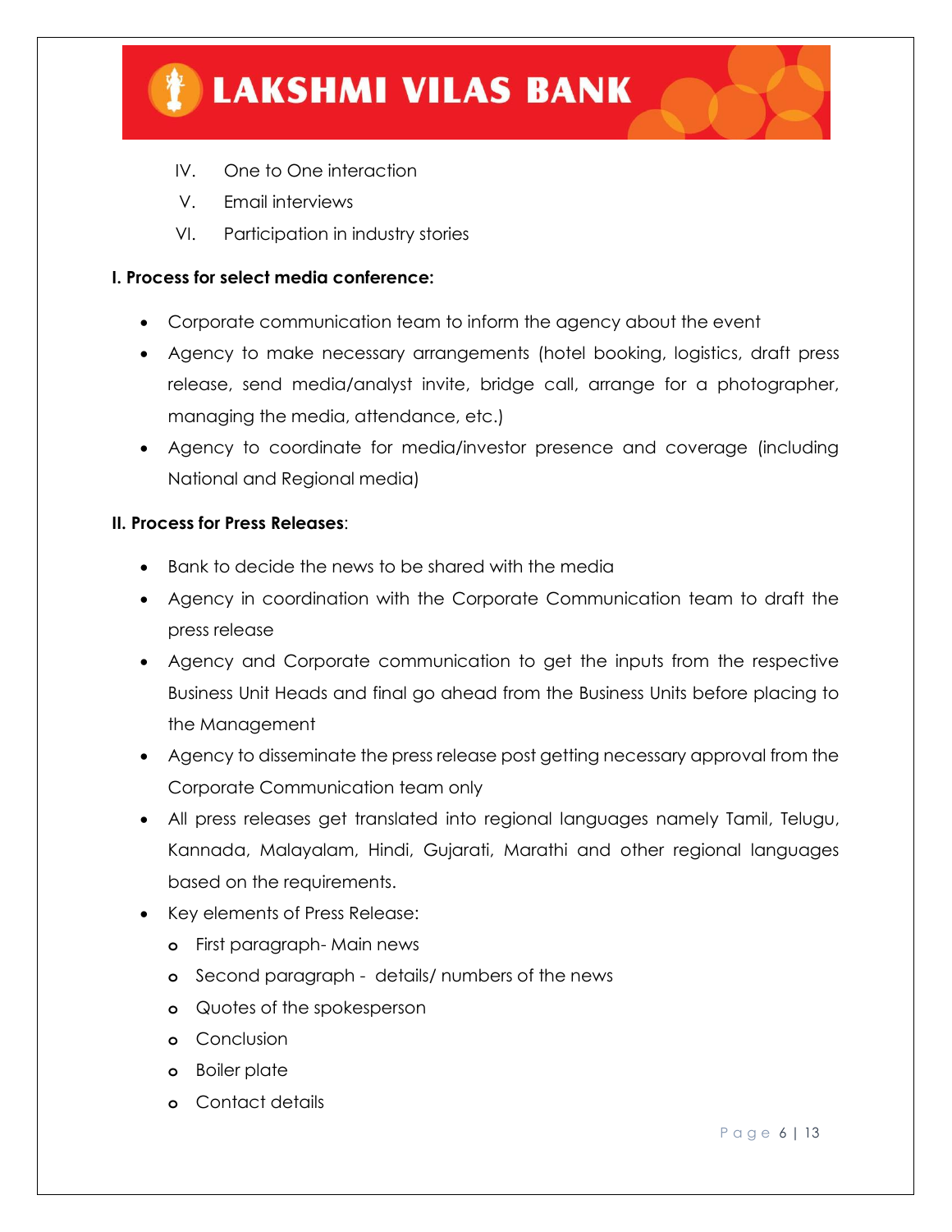IV. One to One interaction

V. Email interviews

VI. Participation in industry stories

**I. Process for select media conference:**

- Corporate communication team to inform the agency about the event
- Agency to make necessary arrangements (hotel booking, logistics, draft press release, send media/analyst invite, bridge call, arrange for a photographer, managing the media, attendance, etc.)
- Agency to coordinate for media/investor presence and coverage (including National and Regional media)

**II. Process for Press Releases**:

- Bank to decide the news to be shared with the media
- Agency in coordination with the Corporate Communication team to draft the press release
- Agency and Corporate communication to get the inputs from the respective Business Unit Heads and final go ahead from the Business Units before placing to the Management
- Agency to disseminate the press release post getting necessary approval from the Corporate Communication team only
- All press releases get translated into regional languages namely Tamil, Telugu, Kannada, Malayalam, Hindi, Gujarati, Marathi and other regional languages based on the requirements.
- Key elements of Press Release:
  - First paragraph- Main news
  - Second paragraph - details/ numbers of the news
  - Quotes of the spokesperson
  - Conclusion
  - Boiler plate
  - Contact details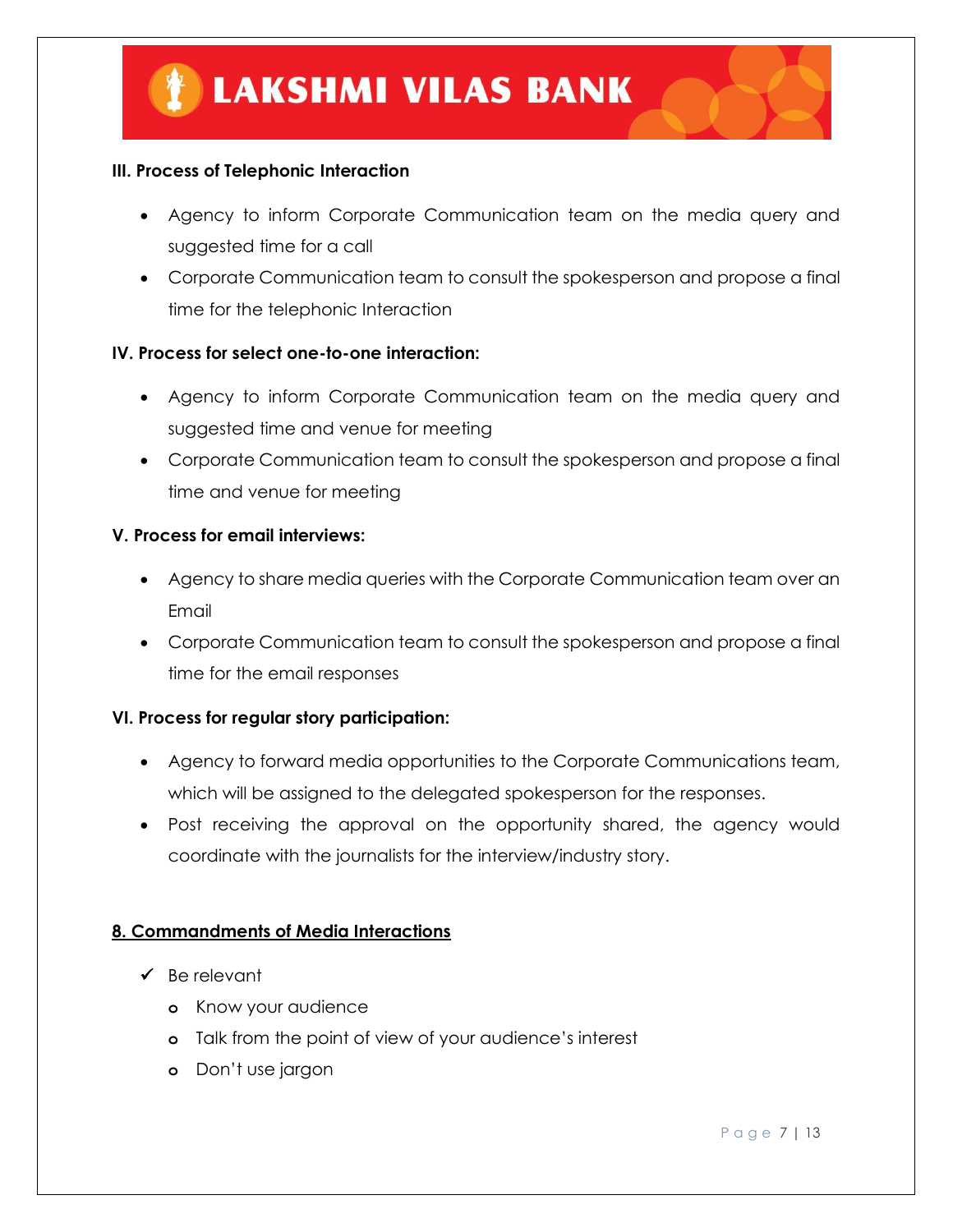**III. Process of Telephonic Interaction**

- Agency to inform Corporate Communication team on the media query and suggested time for a call
- Corporate Communication team to consult the spokesperson and propose a final time for the telephonic Interaction

**IV. Process for select one-to-one interaction:**

- Agency to inform Corporate Communication team on the media query and suggested time and venue for meeting
- Corporate Communication team to consult the spokesperson and propose a final time and venue for meeting

**V. Process for email interviews:**

- Agency to share media queries with the Corporate Communication team over an Email
- Corporate Communication team to consult the spokesperson and propose a final time for the email responses

**VI. Process for regular story participation:**

- Agency to forward media opportunities to the Corporate Communications team, which will be assigned to the delegated spokesperson for the responses.
- Post receiving the approval on the opportunity shared, the agency would coordinate with the journalists for the interview/industry story.

## 8. Commandments of Media Interactions

- ✓ Be relevant
  - Know your audience
  - Talk from the point of view of your audience's interest
  - Don't use jargon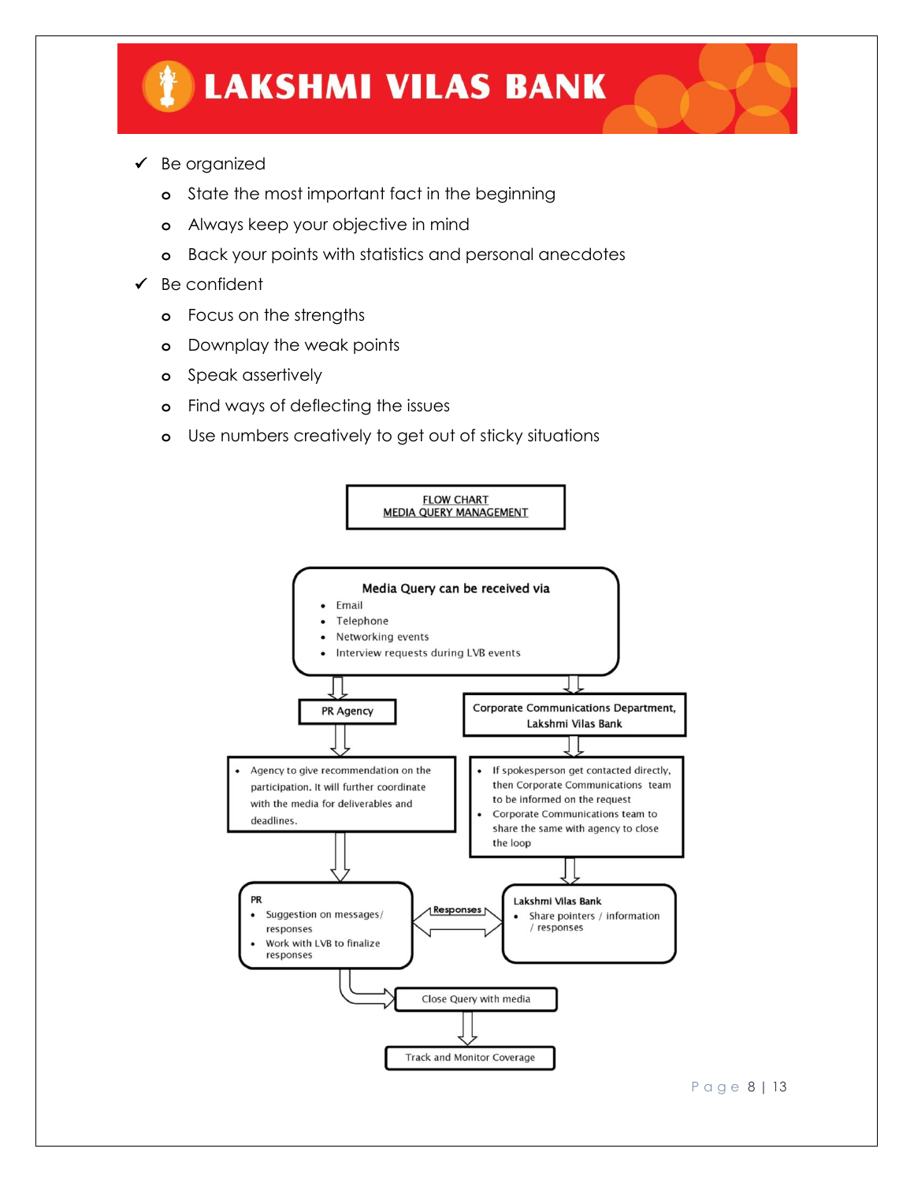- ✓ Be organized
  - State the most important fact in the beginning
  - Always keep your objective in mind
  - Back your points with statistics and personal anecdotes
- ✓ Be confident
  - Focus on the strengths
  - Downplay the weak points
  - Speak assertively
  - Find ways of deflecting the issues
  - Use numbers creatively to get out of sticky situations

**FLOW CHART**
**MEDIA QUERY MANAGEMENT**

**Media Query can be received via**
- Email
- Telephone
- Networking events
- Interview requests during LVB events

↓ (to both branches)

**PR Agency**
↓
- Agency to give recommendation on the participation. It will further coordinate with the media for deliverables and deadlines.

↓

**PR**
- Suggestion on messages/ responses
- Work with LVB to finalize responses

**Corporate Communications Department, Lakshmi Vilas Bank**
↓
- If spokesperson get contacted directly, then Corporate Communications team to be informed on the request
- Corporate Communications team to share the same with agency to close the loop

↓

**Lakshmi Vilas Bank**
- Share pointers / information / responses

PR ⟷ Lakshmi Vilas Bank (Responses)

PR → Close Query with media
↓
Track and Monitor Coverage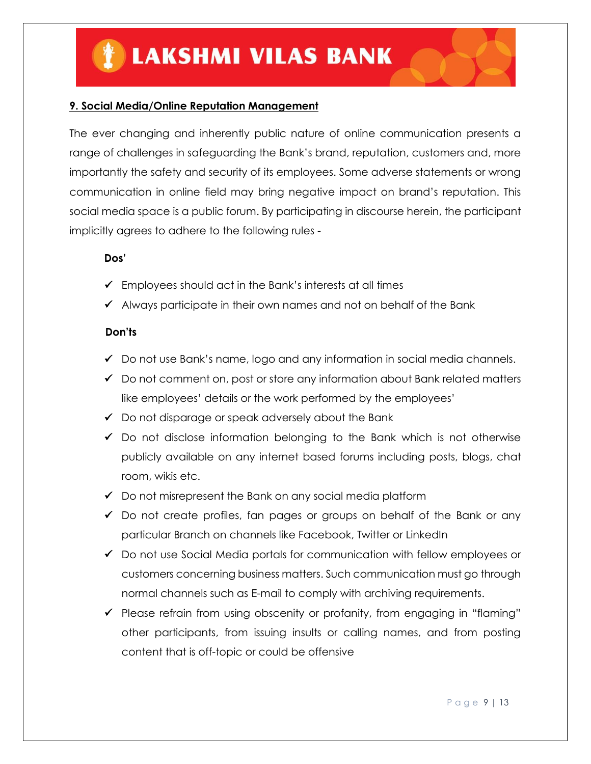## 9. Social Media/Online Reputation Management

The ever changing and inherently public nature of online communication presents a range of challenges in safeguarding the Bank's brand, reputation, customers and, more importantly the safety and security of its employees. Some adverse statements or wrong communication in online field may bring negative impact on brand's reputation. This social media space is a public forum. By participating in discourse herein, the participant implicitly agrees to adhere to the following rules -

**Dos'**

- ✓ Employees should act in the Bank's interests at all times
- ✓ Always participate in their own names and not on behalf of the Bank

**Don'ts**

- ✓ Do not use Bank's name, logo and any information in social media channels.
- ✓ Do not comment on, post or store any information about Bank related matters like employees' details or the work performed by the employees'
- ✓ Do not disparage or speak adversely about the Bank
- ✓ Do not disclose information belonging to the Bank which is not otherwise publicly available on any internet based forums including posts, blogs, chat room, wikis etc.
- ✓ Do not misrepresent the Bank on any social media platform
- ✓ Do not create profiles, fan pages or groups on behalf of the Bank or any particular Branch on channels like Facebook, Twitter or LinkedIn
- ✓ Do not use Social Media portals for communication with fellow employees or customers concerning business matters. Such communication must go through normal channels such as E-mail to comply with archiving requirements.
- ✓ Please refrain from using obscenity or profanity, from engaging in "flaming" other participants, from issuing insults or calling names, and from posting content that is off-topic or could be offensive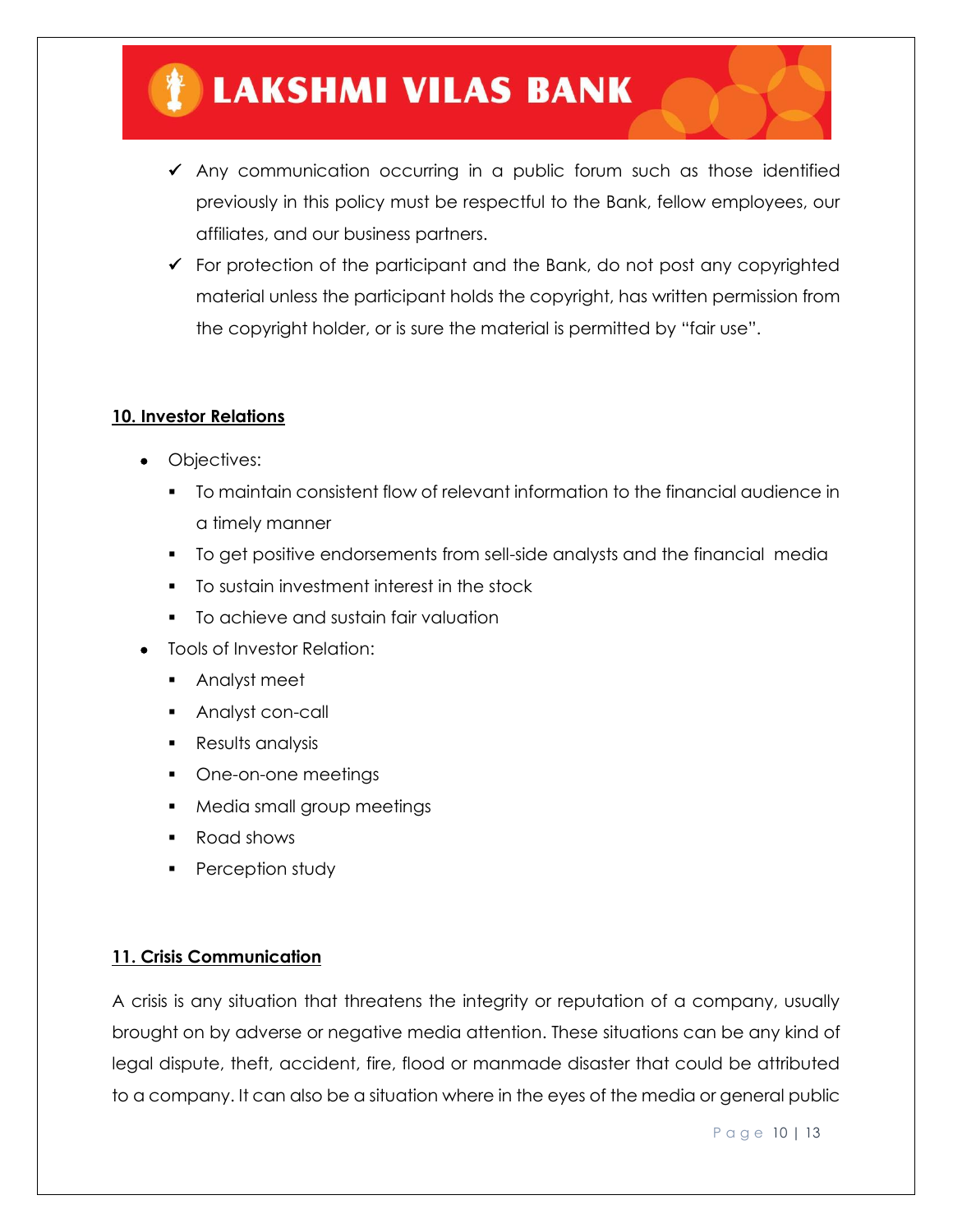- ✓ Any communication occurring in a public forum such as those identified previously in this policy must be respectful to the Bank, fellow employees, our affiliates, and our business partners.
- ✓ For protection of the participant and the Bank, do not post any copyrighted material unless the participant holds the copyright, has written permission from the copyright holder, or is sure the material is permitted by "fair use".

## 10. Investor Relations

- Objectives:
  - To maintain consistent flow of relevant information to the financial audience in a timely manner
  - To get positive endorsements from sell-side analysts and the financial media
  - To sustain investment interest in the stock
  - To achieve and sustain fair valuation
- Tools of Investor Relation:
  - Analyst meet
  - Analyst con-call
  - Results analysis
  - One-on-one meetings
  - Media small group meetings
  - Road shows
  - Perception study

## 11. Crisis Communication

A crisis is any situation that threatens the integrity or reputation of a company, usually brought on by adverse or negative media attention. These situations can be any kind of legal dispute, theft, accident, fire, flood or manmade disaster that could be attributed to a company. It can also be a situation where in the eyes of the media or general public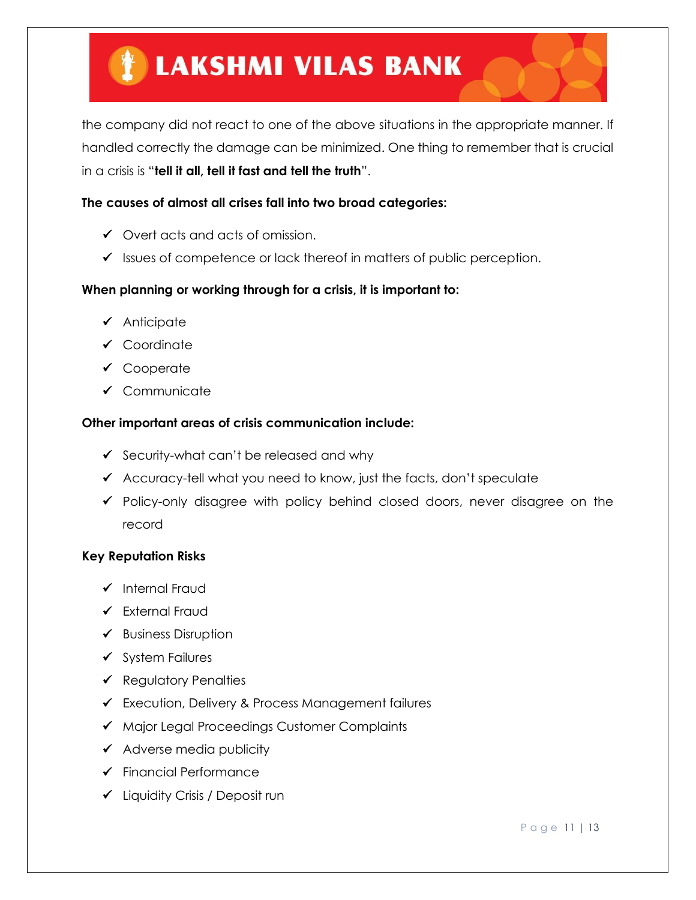the company did not react to one of the above situations in the appropriate manner. If handled correctly the damage can be minimized. One thing to remember that is crucial in a crisis is "**tell it all, tell it fast and tell the truth**".

**The causes of almost all crises fall into two broad categories:**

- ✓ Overt acts and acts of omission.
- ✓ Issues of competence or lack thereof in matters of public perception.

**When planning or working through for a crisis, it is important to:**

- ✓ Anticipate
- ✓ Coordinate
- ✓ Cooperate
- ✓ Communicate

**Other important areas of crisis communication include:**

- ✓ Security-what can't be released and why
- ✓ Accuracy-tell what you need to know, just the facts, don't speculate
- ✓ Policy-only disagree with policy behind closed doors, never disagree on the record

**Key Reputation Risks**

- ✓ Internal Fraud
- ✓ External Fraud
- ✓ Business Disruption
- ✓ System Failures
- ✓ Regulatory Penalties
- ✓ Execution, Delivery & Process Management failures
- ✓ Major Legal Proceedings Customer Complaints
- ✓ Adverse media publicity
- ✓ Financial Performance
- ✓ Liquidity Crisis / Deposit run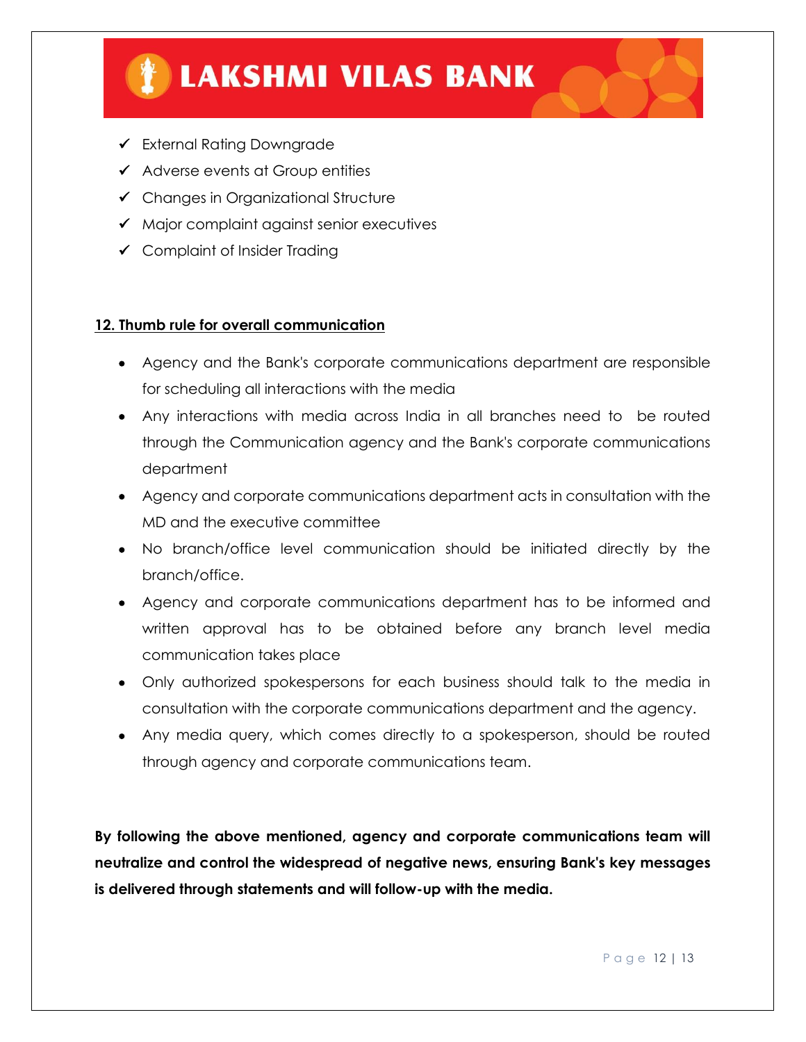- ✓ External Rating Downgrade
- ✓ Adverse events at Group entities
- ✓ Changes in Organizational Structure
- ✓ Major complaint against senior executives
- ✓ Complaint of Insider Trading

## 12. Thumb rule for overall communication

- Agency and the Bank's corporate communications department are responsible for scheduling all interactions with the media
- Any interactions with media across India in all branches need to be routed through the Communication agency and the Bank's corporate communications department
- Agency and corporate communications department acts in consultation with the MD and the executive committee
- No branch/office level communication should be initiated directly by the branch/office.
- Agency and corporate communications department has to be informed and written approval has to be obtained before any branch level media communication takes place
- Only authorized spokespersons for each business should talk to the media in consultation with the corporate communications department and the agency.
- Any media query, which comes directly to a spokesperson, should be routed through agency and corporate communications team.

**By following the above mentioned, agency and corporate communications team will neutralize and control the widespread of negative news, ensuring Bank's key messages is delivered through statements and will follow-up with the media.**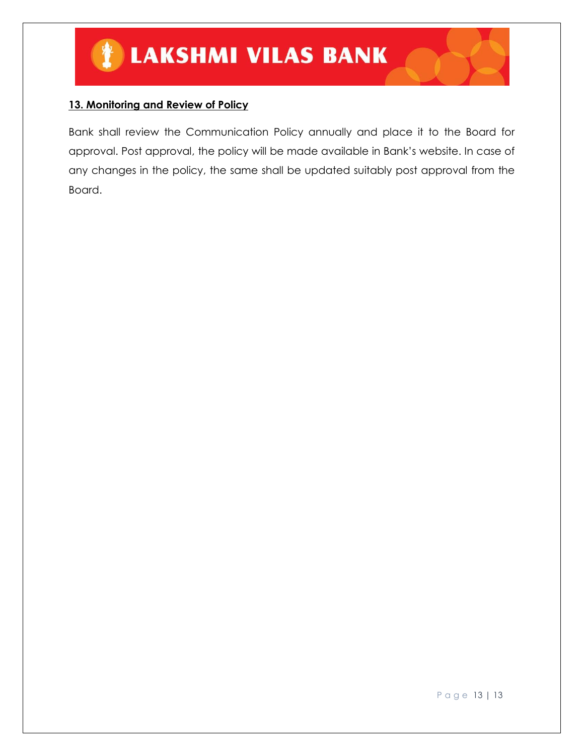## 13. Monitoring and Review of Policy

Bank shall review the Communication Policy annually and place it to the Board for approval. Post approval, the policy will be made available in Bank's website. In case of any changes in the policy, the same shall be updated suitably post approval from the Board.